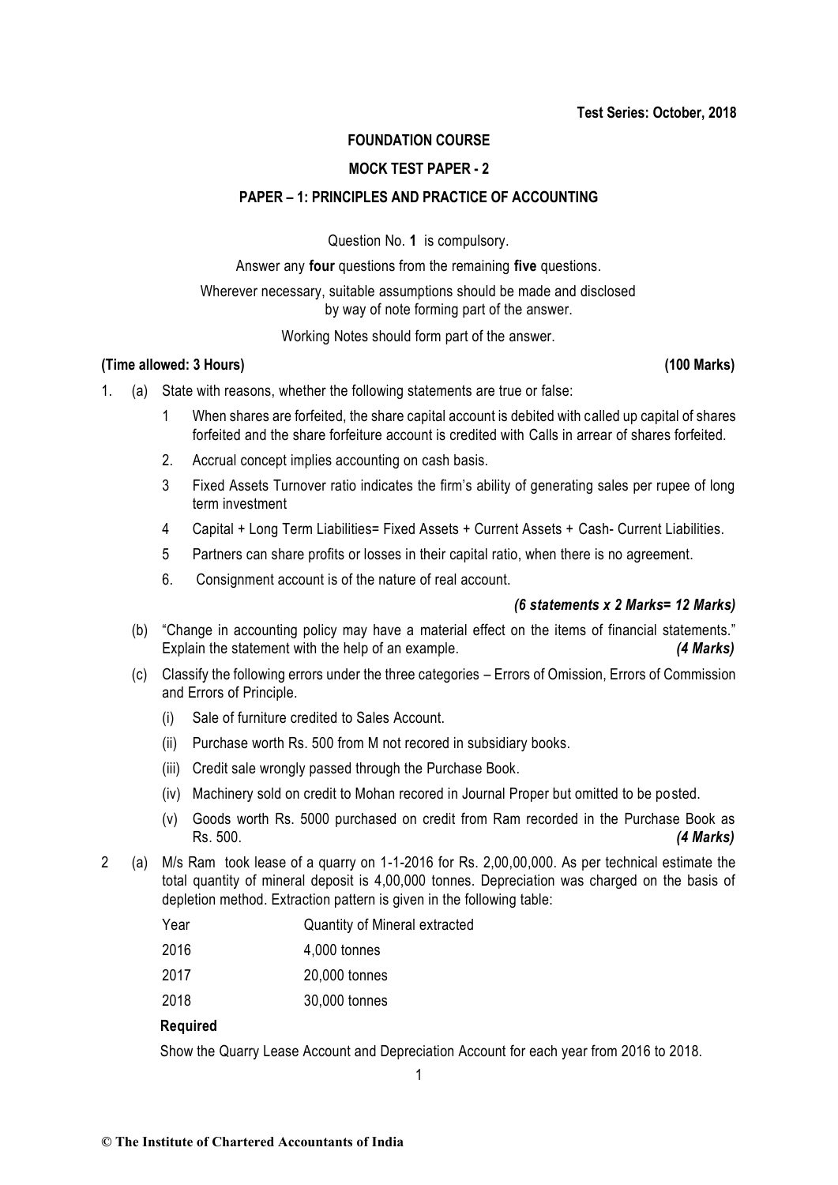**Test Series: October, 2018**

**FOUNDATION COURSE**

**MOCK TEST PAPER - 2**

**PAPER – 1: PRINCIPLES AND PRACTICE OF ACCOUNTING**

Question No. **1** is compulsory.

Answer any **four** questions from the remaining **five** questions.

Wherever necessary, suitable assumptions should be made and disclosed by way of note forming part of the answer.

Working Notes should form part of the answer.

**(Time allowed: 3 Hours)** **(100 Marks)**

1. (a) State with reasons, whether the following statements are true or false:

   1 When shares are forfeited, the share capital account is debited with called up capital of shares forfeited and the share forfeiture account is credited with Calls in arrear of shares forfeited.

   2. Accrual concept implies accounting on cash basis.

   3 Fixed Assets Turnover ratio indicates the firm's ability of generating sales per rupee of long term investment

   4 Capital + Long Term Liabilities= Fixed Assets + Current Assets + Cash- Current Liabilities.

   5 Partners can share profits or losses in their capital ratio, when there is no agreement.

   6. Consignment account is of the nature of real account.

   ***(6 statements x 2 Marks= 12 Marks)***

   (b) "Change in accounting policy may have a material effect on the items of financial statements." Explain the statement with the help of an example. ***(4 Marks)***

   (c) Classify the following errors under the three categories – Errors of Omission, Errors of Commission and Errors of Principle.

   (i) Sale of furniture credited to Sales Account.

   (ii) Purchase worth Rs. 500 from M not recored in subsidiary books.

   (iii) Credit sale wrongly passed through the Purchase Book.

   (iv) Machinery sold on credit to Mohan recored in Journal Proper but omitted to be posted.

   (v) Goods worth Rs. 5000 purchased on credit from Ram recorded in the Purchase Book as Rs. 500. ***(4 Marks)***

2 (a) M/s Ram took lease of a quarry on 1-1-2016 for Rs. 2,00,00,000. As per technical estimate the total quantity of mineral deposit is 4,00,000 tonnes. Depreciation was charged on the basis of depletion method. Extraction pattern is given in the following table:

| Year | Quantity of Mineral extracted |
|---|---|
| 2016 | 4,000 tonnes |
| 2017 | 20,000 tonnes |
| 2018 | 30,000 tonnes |

**Required**

Show the Quarry Lease Account and Depreciation Account for each year from 2016 to 2018.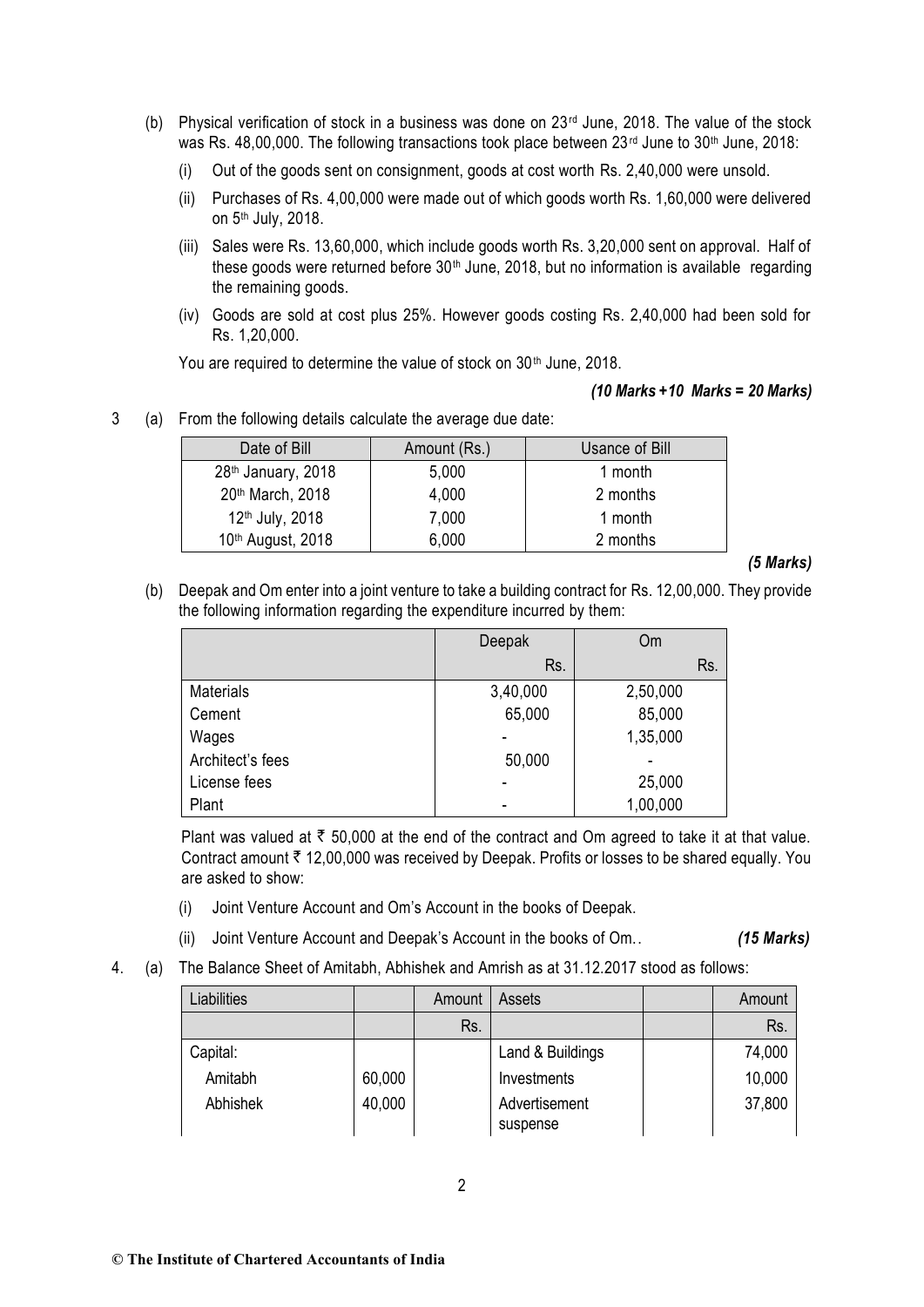(b) Physical verification of stock in a business was done on 23rd June, 2018. The value of the stock was Rs. 48,00,000. The following transactions took place between 23rd June to 30th June, 2018:

(i) Out of the goods sent on consignment, goods at cost worth Rs. 2,40,000 were unsold.

(ii) Purchases of Rs. 4,00,000 were made out of which goods worth Rs. 1,60,000 were delivered on 5th July, 2018.

(iii) Sales were Rs. 13,60,000, which include goods worth Rs. 3,20,000 sent on approval. Half of these goods were returned before 30th June, 2018, but no information is available regarding the remaining goods.

(iv) Goods are sold at cost plus 25%. However goods costing Rs. 2,40,000 had been sold for Rs. 1,20,000.

You are required to determine the value of stock on 30th June, 2018.

***(10 Marks +10 Marks = 20 Marks)***

3 (a) From the following details calculate the average due date:

| Date of Bill | Amount (Rs.) | Usance of Bill |
|---|---|---|
| 28th January, 2018 | 5,000 | 1 month |
| 20th March, 2018 | 4,000 | 2 months |
| 12th July, 2018 | 7,000 | 1 month |
| 10th August, 2018 | 6,000 | 2 months |

***(5 Marks)***

(b) Deepak and Om enter into a joint venture to take a building contract for Rs. 12,00,000. They provide the following information regarding the expenditure incurred by them:

| | Deepak | Om |
|---|---|---|
| | Rs. | Rs. |
| Materials | 3,40,000 | 2,50,000 |
| Cement | 65,000 | 85,000 |
| Wages | - | 1,35,000 |
| Architect's fees | 50,000 | - |
| License fees | - | 25,000 |
| Plant | - | 1,00,000 |

Plant was valued at ₹ 50,000 at the end of the contract and Om agreed to take it at that value. Contract amount ₹ 12,00,000 was received by Deepak. Profits or losses to be shared equally. You are asked to show:

(i) Joint Venture Account and Om's Account in the books of Deepak.

(ii) Joint Venture Account and Deepak's Account in the books of Om.. ***(15 Marks)***

4. (a) The Balance Sheet of Amitabh, Abhishek and Amrish as at 31.12.2017 stood as follows:

| Liabilities | | Amount | Assets | | Amount |
|---|---|---|---|---|---|
| | | Rs. | | | Rs. |
| Capital: | | | Land & Buildings | | 74,000 |
| Amitabh | 60,000 | | Investments | | 10,000 |
| Abhishek | 40,000 | | Advertisement suspense | | 37,800 |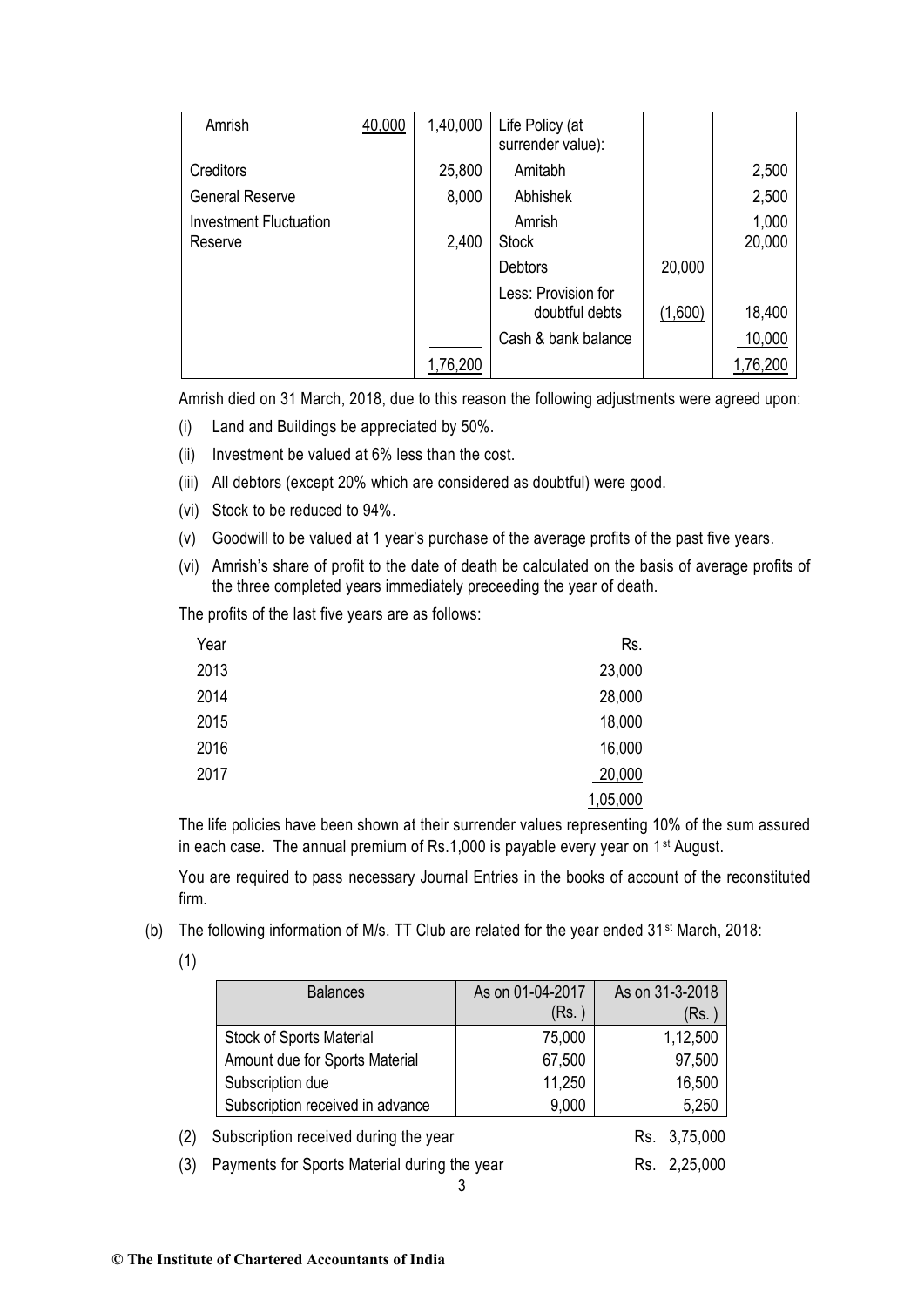| Amrish | 40,000 | 1,40,000 | Life Policy (at surrender value): | | |
|---|---|---|---|---|---|
| Creditors | | 25,800 | Amitabh | | 2,500 |
| General Reserve | | 8,000 | Abhishek | | 2,500 |
| Investment Fluctuation Reserve | | 2,400 | Amrish | | 1,000 |
| | | | Stock | | 20,000 |
| | | | Debtors | 20,000 | |
| | | | Less: Provision for doubtful debts | (1,600) | 18,400 |
| | | | Cash & bank balance | | 10,000 |
| | | 1,76,200 | | | 1,76,200 |

Amrish died on 31 March, 2018, due to this reason the following adjustments were agreed upon:

(i) Land and Buildings be appreciated by 50%.

(ii) Investment be valued at 6% less than the cost.

(iii) All debtors (except 20% which are considered as doubtful) were good.

(vi) Stock to be reduced to 94%.

(v) Goodwill to be valued at 1 year's purchase of the average profits of the past five years.

(vi) Amrish's share of profit to the date of death be calculated on the basis of average profits of the three completed years immediately preceeding the year of death.

The profits of the last five years are as follows:

| Year | Rs. |
|---|---|
| 2013 | 23,000 |
| 2014 | 28,000 |
| 2015 | 18,000 |
| 2016 | 16,000 |
| 2017 | 20,000 |
| | 1,05,000 |

The life policies have been shown at their surrender values representing 10% of the sum assured in each case. The annual premium of Rs.1,000 is payable every year on 1st August.

You are required to pass necessary Journal Entries in the books of account of the reconstituted firm.

(b) The following information of M/s. TT Club are related for the year ended 31st March, 2018:

(1)

| Balances | As on 01-04-2017 (Rs. ) | As on 31-3-2018 (Rs. ) |
|---|---|---|
| Stock of Sports Material | 75,000 | 1,12,500 |
| Amount due for Sports Material | 67,500 | 97,500 |
| Subscription due | 11,250 | 16,500 |
| Subscription received in advance | 9,000 | 5,250 |

(2) Subscription received during the year — Rs. 3,75,000

(3) Payments for Sports Material during the year — Rs. 2,25,000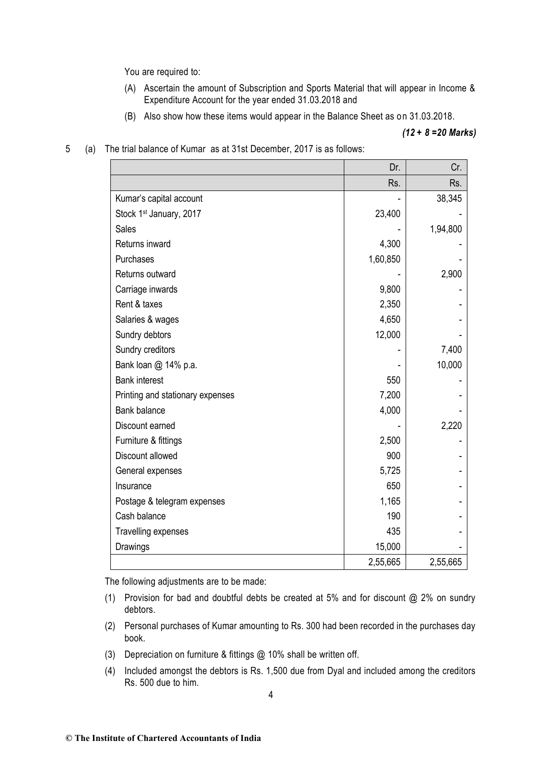You are required to:

(A) Ascertain the amount of Subscription and Sports Material that will appear in Income & Expenditure Account for the year ended 31.03.2018 and

(B) Also show how these items would appear in the Balance Sheet as on 31.03.2018.

***(12 + 8 =20 Marks)***

5 (a) The trial balance of Kumar as at 31st December, 2017 is as follows:

| | Dr. | Cr. |
|---|---:|---:|
| | Rs. | Rs. |
| Kumar's capital account | - | 38,345 |
| Stock 1st January, 2017 | 23,400 | - |
| Sales | - | 1,94,800 |
| Returns inward | 4,300 | - |
| Purchases | 1,60,850 | - |
| Returns outward | - | 2,900 |
| Carriage inwards | 9,800 | - |
| Rent & taxes | 2,350 | - |
| Salaries & wages | 4,650 | - |
| Sundry debtors | 12,000 | - |
| Sundry creditors | - | 7,400 |
| Bank loan @ 14% p.a. | - | 10,000 |
| Bank interest | 550 | - |
| Printing and stationary expenses | 7,200 | - |
| Bank balance | 4,000 | - |
| Discount earned | - | 2,220 |
| Furniture & fittings | 2,500 | - |
| Discount allowed | 900 | - |
| General expenses | 5,725 | - |
| Insurance | 650 | - |
| Postage & telegram expenses | 1,165 | - |
| Cash balance | 190 | - |
| Travelling expenses | 435 | - |
| Drawings | 15,000 | - |
| | 2,55,665 | 2,55,665 |

The following adjustments are to be made:

(1) Provision for bad and doubtful debts be created at 5% and for discount @ 2% on sundry debtors.

(2) Personal purchases of Kumar amounting to Rs. 300 had been recorded in the purchases day book.

(3) Depreciation on furniture & fittings @ 10% shall be written off.

(4) Included amongst the debtors is Rs. 1,500 due from Dyal and included among the creditors Rs. 500 due to him.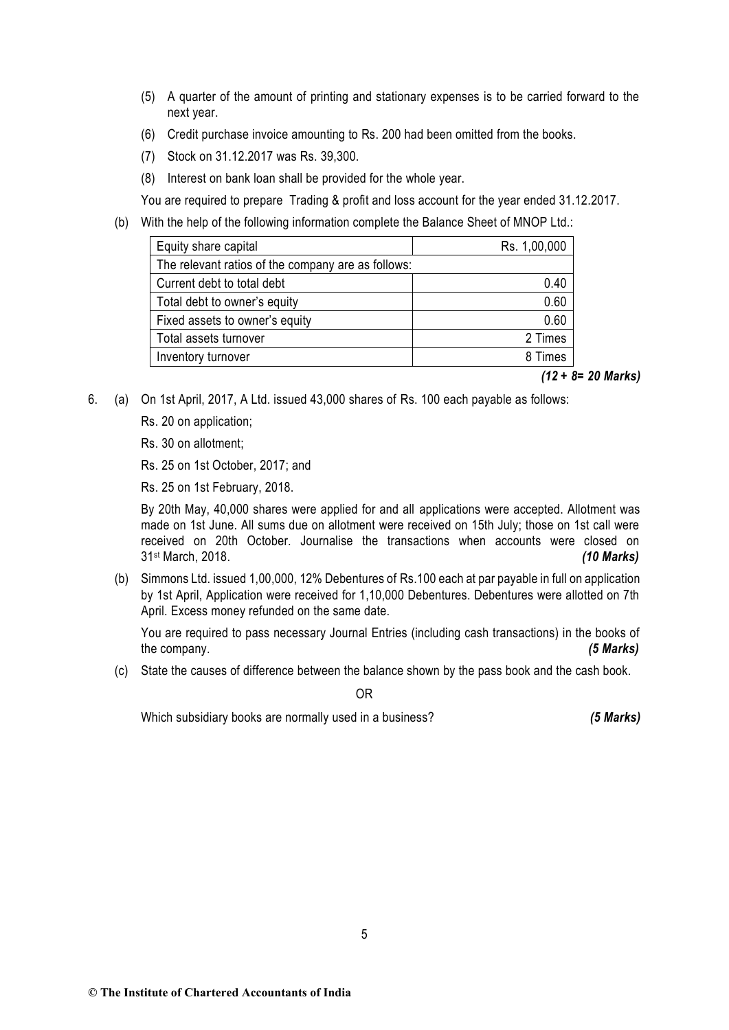(5) A quarter of the amount of printing and stationary expenses is to be carried forward to the next year.

(6) Credit purchase invoice amounting to Rs. 200 had been omitted from the books.

(7) Stock on 31.12.2017 was Rs. 39,300.

(8) Interest on bank loan shall be provided for the whole year.

You are required to prepare Trading & profit and loss account for the year ended 31.12.2017.

(b) With the help of the following information complete the Balance Sheet of MNOP Ltd.:

| | |
|---|---|
| Equity share capital | Rs. 1,00,000 |
| The relevant ratios of the company are as follows: | |
| Current debt to total debt | 0.40 |
| Total debt to owner's equity | 0.60 |
| Fixed assets to owner's equity | 0.60 |
| Total assets turnover | 2 Times |
| Inventory turnover | 8 Times |

***(12 + 8= 20 Marks)***

6. (a) On 1st April, 2017, A Ltd. issued 43,000 shares of Rs. 100 each payable as follows:

Rs. 20 on application;

Rs. 30 on allotment;

Rs. 25 on 1st October, 2017; and

Rs. 25 on 1st February, 2018.

By 20th May, 40,000 shares were applied for and all applications were accepted. Allotment was made on 1st June. All sums due on allotment were received on 15th July; those on 1st call were received on 20th October. Journalise the transactions when accounts were closed on 31st March, 2018. ***(10 Marks)***

(b) Simmons Ltd. issued 1,00,000, 12% Debentures of Rs.100 each at par payable in full on application by 1st April, Application were received for 1,10,000 Debentures. Debentures were allotted on 7th April. Excess money refunded on the same date.

You are required to pass necessary Journal Entries (including cash transactions) in the books of the company. ***(5 Marks)***

(c) State the causes of difference between the balance shown by the pass book and the cash book.

OR

Which subsidiary books are normally used in a business? ***(5 Marks)***